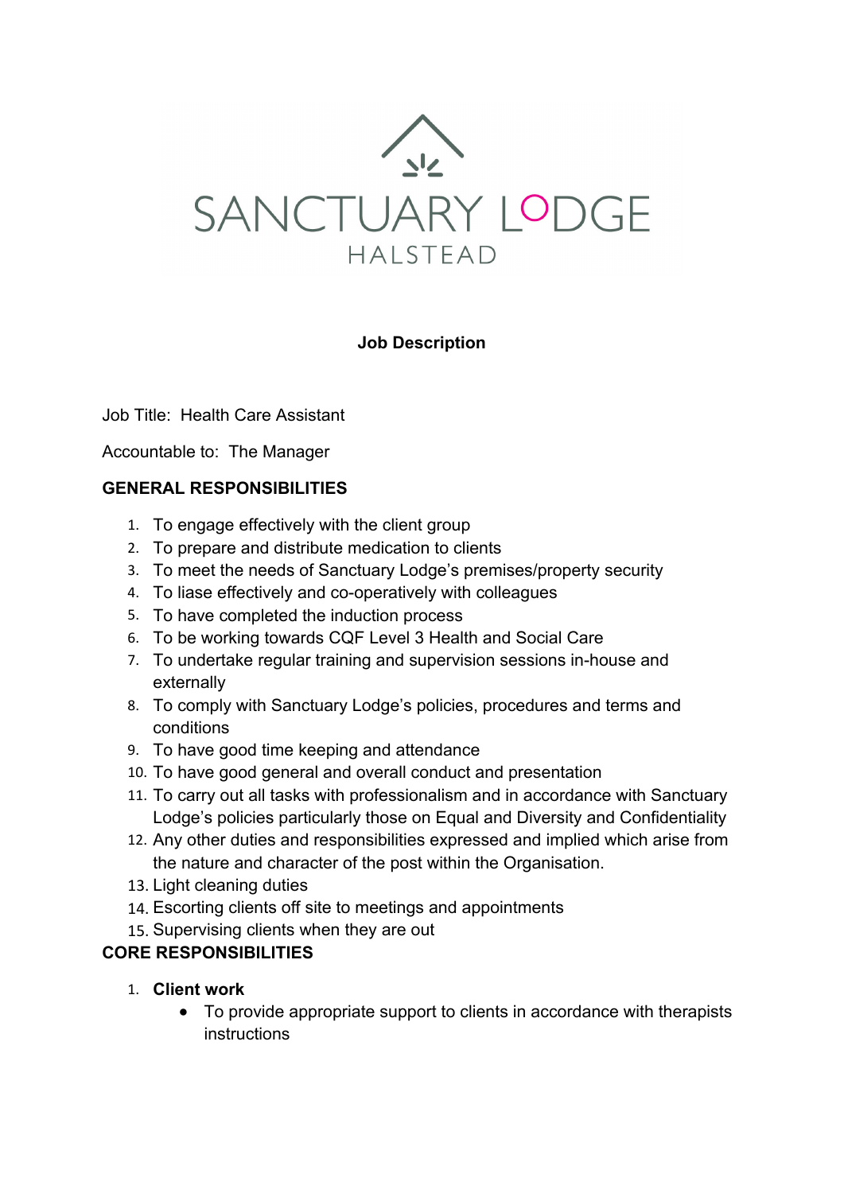SANCTUARY LODGE

HALSTEAD

## Job Description

Job Title: Health Care Assistant

Accountable to: The Manager

**GENERAL RESPONSIBILITIES**

1. To engage effectively with the client group
2. To prepare and distribute medication to clients
3. To meet the needs of Sanctuary Lodge's premises/property security
4. To liase effectively and co-operatively with colleagues
5. To have completed the induction process
6. To be working towards CQF Level 3 Health and Social Care
7. To undertake regular training and supervision sessions in-house and externally
8. To comply with Sanctuary Lodge's policies, procedures and terms and conditions
9. To have good time keeping and attendance
10. To have good general and overall conduct and presentation
11. To carry out all tasks with professionalism and in accordance with Sanctuary Lodge's policies particularly those on Equal and Diversity and Confidentiality
12. Any other duties and responsibilities expressed and implied which arise from the nature and character of the post within the Organisation.
13. Light cleaning duties
14. Escorting clients off site to meetings and appointments
15. Supervising clients when they are out

**CORE RESPONSIBILITIES**

1. **Client work**
   - To provide appropriate support to clients in accordance with therapists instructions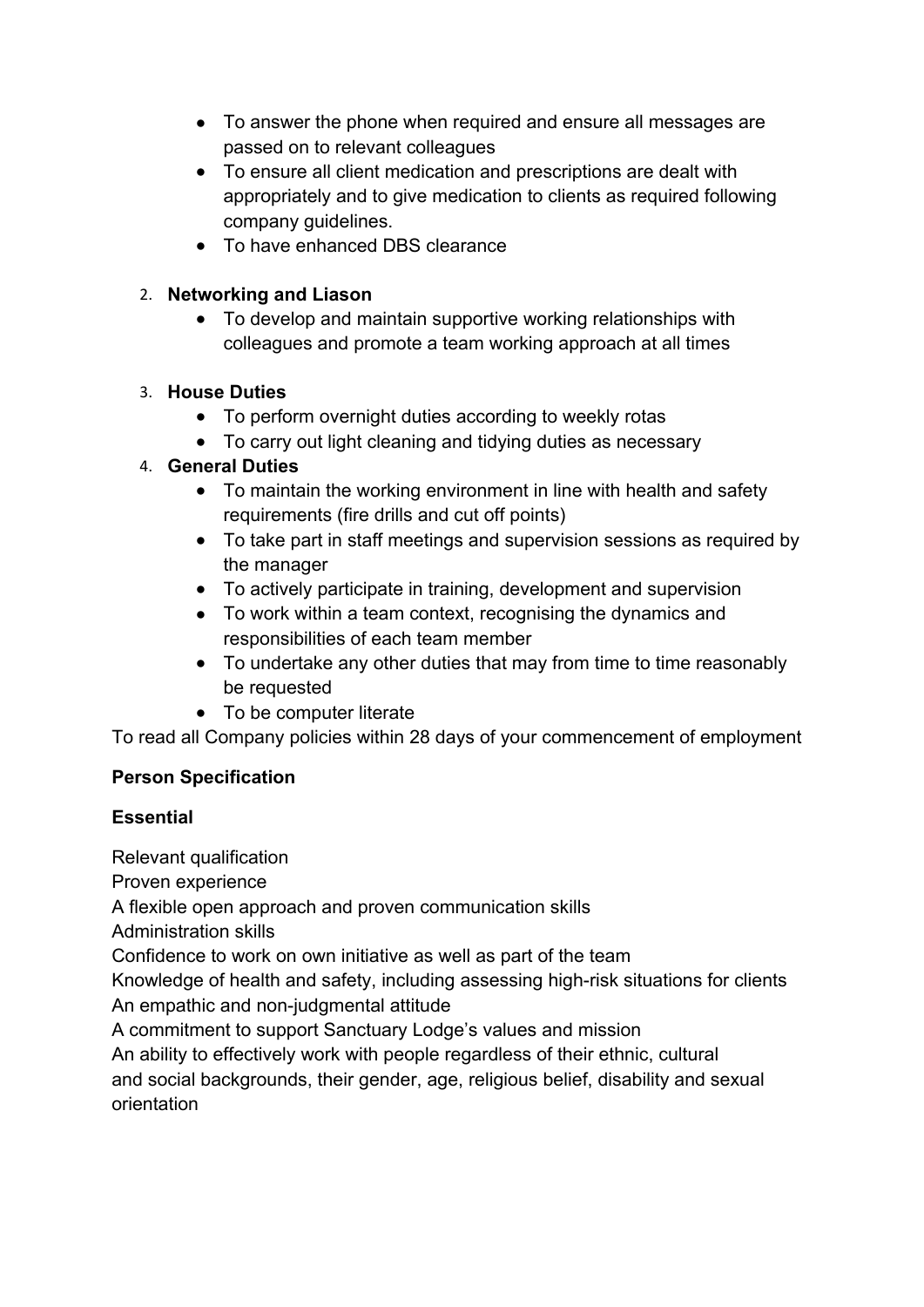- To answer the phone when required and ensure all messages are passed on to relevant colleagues
- To ensure all client medication and prescriptions are dealt with appropriately and to give medication to clients as required following company guidelines.
- To have enhanced DBS clearance

2. **Networking and Liason**
   - To develop and maintain supportive working relationships with colleagues and promote a team working approach at all times

3. **House Duties**
   - To perform overnight duties according to weekly rotas
   - To carry out light cleaning and tidying duties as necessary

4. **General Duties**
   - To maintain the working environment in line with health and safety requirements (fire drills and cut off points)
   - To take part in staff meetings and supervision sessions as required by the manager
   - To actively participate in training, development and supervision
   - To work within a team context, recognising the dynamics and responsibilities of each team member
   - To undertake any other duties that may from time to time reasonably be requested
   - To be computer literate

To read all Company policies within 28 days of your commencement of employment

**Person Specification**

**Essential**

Relevant qualification
Proven experience
A flexible open approach and proven communication skills
Administration skills
Confidence to work on own initiative as well as part of the team
Knowledge of health and safety, including assessing high-risk situations for clients
An empathic and non-judgmental attitude
A commitment to support Sanctuary Lodge's values and mission
An ability to effectively work with people regardless of their ethnic, cultural and social backgrounds, their gender, age, religious belief, disability and sexual orientation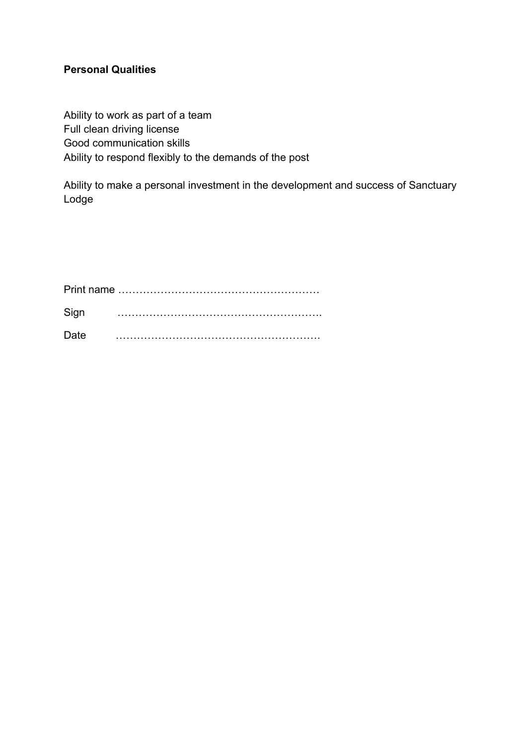**Personal Qualities**

Ability to work as part of a team
Full clean driving license
Good communication skills
Ability to respond flexibly to the demands of the post

Ability to make a personal investment in the development and success of Sanctuary Lodge

Print name …………………………………………………

Sign ………………………………………………….

Date …………………………………………………